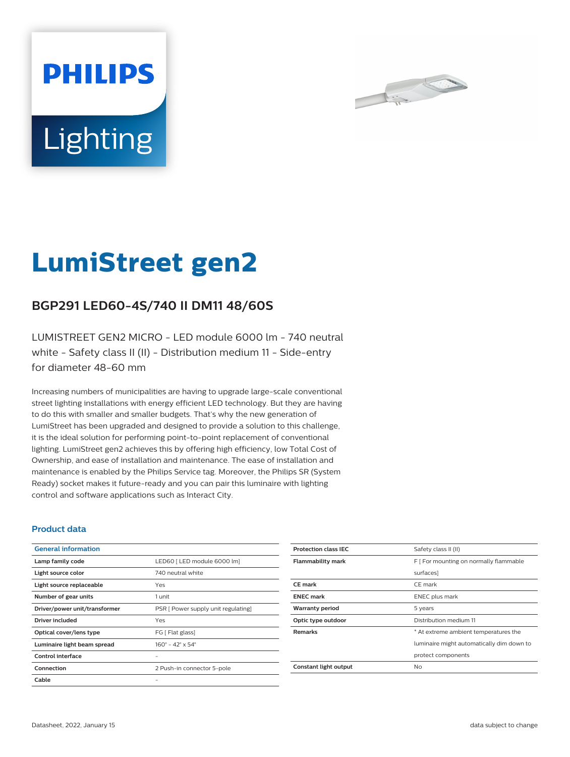# LumiStreet gen2

## BGP291 LED60-4S/740 II DM11 48/60S

LUMISTREET GEN2 MICRO - LED module 6000 lm - 740 neutral white - Safety class II (II) - Distribution medium 11 - Side-entry for diameter 48-60 mm

Increasing numbers of municipalities are having to upgrade large-scale conventional street lighting installations with energy efficient LED technology. But they are having to do this with smaller and smaller budgets. That's why the new generation of LumiStreet has been upgraded and designed to provide a solution to this challenge, it is the ideal solution for performing point-to-point replacement of conventional lighting. LumiStreet gen2 achieves this by offering high efficiency, low Total Cost of Ownership, and ease of installation and maintenance. The ease of installation and maintenance is enabled by the Philips Service tag. Moreover, the Philips SR (System Ready) socket makes it future-ready and you can pair this luminaire with lighting control and software applications such as Interact City.

### Product data

| General information | |
|---|---|
| Lamp family code | LED60 [ LED module 6000 lm] |
| Light source color | 740 neutral white |
| Light source replaceable | Yes |
| Number of gear units | 1 unit |
| Driver/power unit/transformer | PSR [ Power supply unit regulating] |
| Driver included | Yes |
| Optical cover/lens type | FG [ Flat glass] |
| Luminaire light beam spread | 160° - 42° x 54° |
| Control interface | - |
| Connection | 2 Push-in connector 5-pole |
| Cable | - |
| Protection class IEC | Safety class II (II) |
| Flammability mark | F [ For mounting on normally flammable surfaces] |
| CE mark | CE mark |
| ENEC mark | ENEC plus mark |
| Warranty period | 5 years |
| Optic type outdoor | Distribution medium 11 |
| Remarks | * At extreme ambient temperatures the luminaire might automatically dim down to protect components |
| Constant light output | No |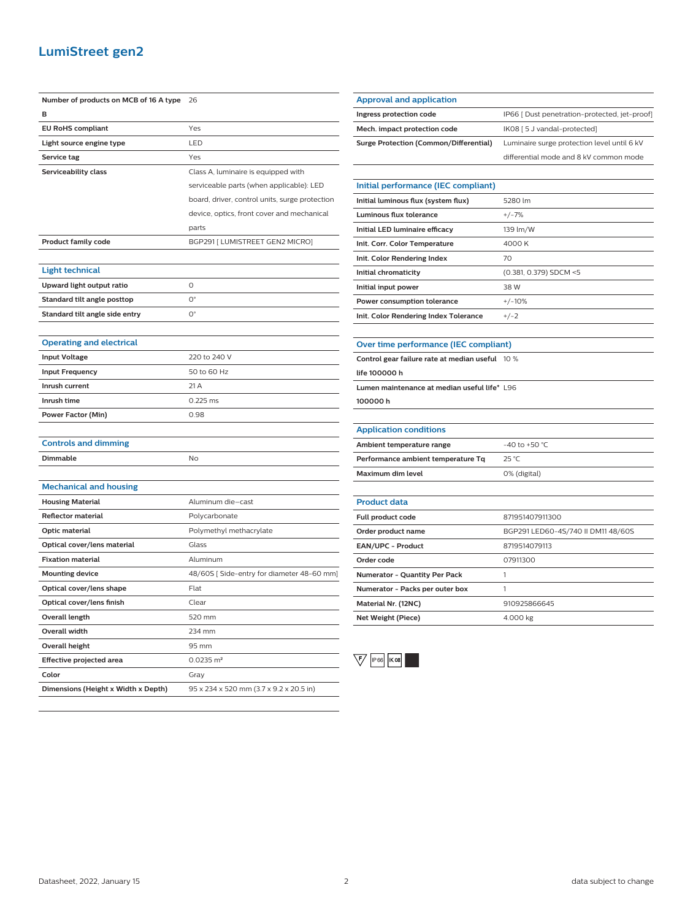## LumiStreet gen2

| | |
|---|---|
| **Number of products on MCB of 16 A type B** | 26 |
| **EU RoHS compliant** | Yes |
| **Light source engine type** | LED |
| **Service tag** | Yes |
| **Serviceability class** | Class A, luminaire is equipped with serviceable parts (when applicable): LED board, driver, control units, surge protection device, optics, front cover and mechanical parts |
| **Product family code** | BGP291 [ LUMISTREET GEN2 MICRO] |

### Light technical

| | |
|---|---|
| **Upward light output ratio** | 0 |
| **Standard tilt angle posttop** | 0° |
| **Standard tilt angle side entry** | 0° |

### Operating and electrical

| | |
|---|---|
| **Input Voltage** | 220 to 240 V |
| **Input Frequency** | 50 to 60 Hz |
| **Inrush current** | 21 A |
| **Inrush time** | 0.225 ms |
| **Power Factor (Min)** | 0.98 |

### Controls and dimming

| | |
|---|---|
| **Dimmable** | No |

### Mechanical and housing

| | |
|---|---|
| **Housing Material** | Aluminum die-cast |
| **Reflector material** | Polycarbonate |
| **Optic material** | Polymethyl methacrylate |
| **Optical cover/lens material** | Glass |
| **Fixation material** | Aluminum |
| **Mounting device** | 48/60S [ Side-entry for diameter 48-60 mm] |
| **Optical cover/lens shape** | Flat |
| **Optical cover/lens finish** | Clear |
| **Overall length** | 520 mm |
| **Overall width** | 234 mm |
| **Overall height** | 95 mm |
| **Effective projected area** | 0.0235 m² |
| **Color** | Gray |
| **Dimensions (Height x Width x Depth)** | 95 x 234 x 520 mm (3.7 x 9.2 x 20.5 in) |

### Approval and application

| | |
|---|---|
| **Ingress protection code** | IP66 [ Dust penetration-protected, jet-proof] |
| **Mech. impact protection code** | IK08 [ 5 J vandal-protected] |
| **Surge Protection (Common/Differential)** | Luminaire surge protection level until 6 kV differential mode and 8 kV common mode |

### Initial performance (IEC compliant)

| | |
|---|---|
| **Initial luminous flux (system flux)** | 5280 lm |
| **Luminous flux tolerance** | +/-7% |
| **Initial LED luminaire efficacy** | 139 lm/W |
| **Init. Corr. Color Temperature** | 4000 K |
| **Init. Color Rendering Index** | 70 |
| **Initial chromaticity** | (0.381, 0.379) SDCM <5 |
| **Initial input power** | 38 W |
| **Power consumption tolerance** | +/-10% |
| **Init. Color Rendering Index Tolerance** | +/-2 |

### Over time performance (IEC compliant)

| | |
|---|---|
| **Control gear failure rate at median useful life 100000 h** | 10 % |
| **Lumen maintenance at median useful life* 100000 h** | L96 |

### Application conditions

| | |
|---|---|
| **Ambient temperature range** | -40 to +50 °C |
| **Performance ambient temperature Tq** | 25 °C |
| **Maximum dim level** | 0% (digital) |

### Product data

| | |
|---|---|
| **Full product code** | 871951407911300 |
| **Order product name** | BGP291 LED60-4S/740 II DM11 48/60S |
| **EAN/UPC - Product** | 8719514079113 |
| **Order code** | 07911300 |
| **Numerator - Quantity Per Pack** | 1 |
| **Numerator - Packs per outer box** | 1 |
| **Material Nr. (12NC)** | 910925866645 |
| **Net Weight (Piece)** | 4.000 kg |

F IP66 IK08

Datasheet, 2022, January 15 — data subject to change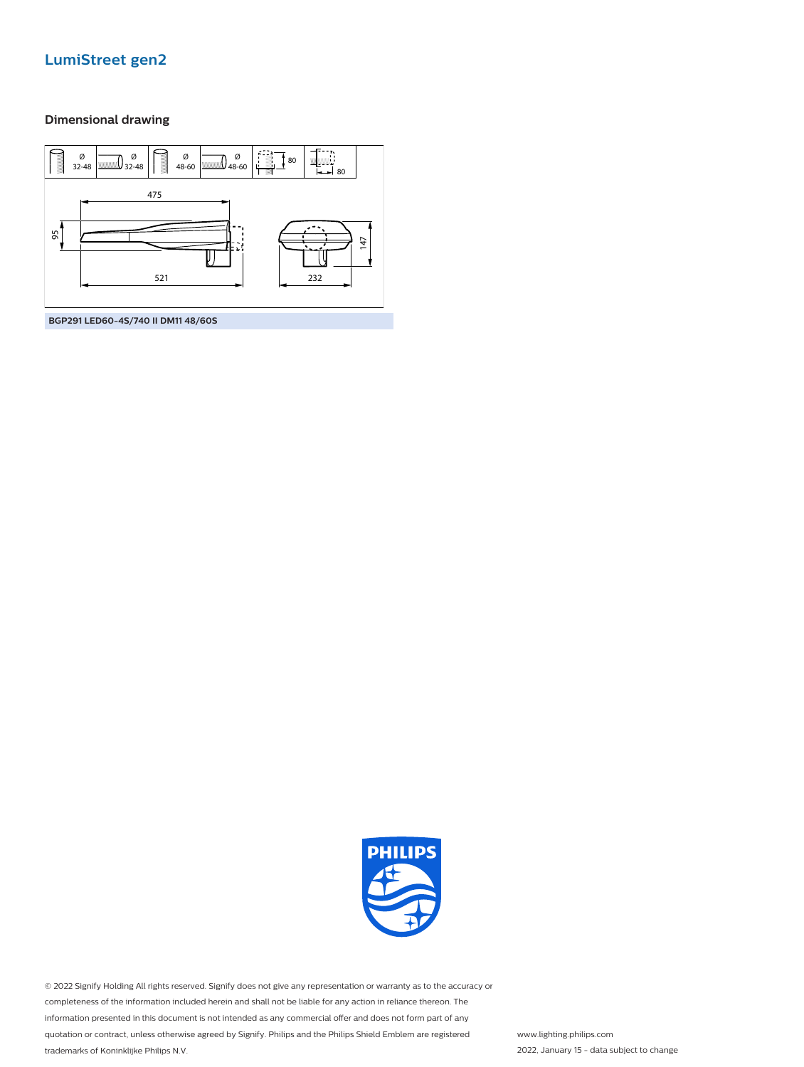## LumiStreet gen2

### Dimensional drawing

Ø 32-48

Ø 32-48

Ø 48-60

Ø 48-60

80

80

475

95

521

147

232

**BGP291 LED60-4S/740 II DM11 48/60S**

© 2022 Signify Holding All rights reserved. Signify does not give any representation or warranty as to the accuracy or completeness of the information included herein and shall not be liable for any action in reliance thereon. The information presented in this document is not intended as any commercial offer and does not form part of any quotation or contract, unless otherwise agreed by Signify. Philips and the Philips Shield Emblem are registered trademarks of Koninklijke Philips N.V.

www.lighting.philips.com

2022, January 15 - data subject to change